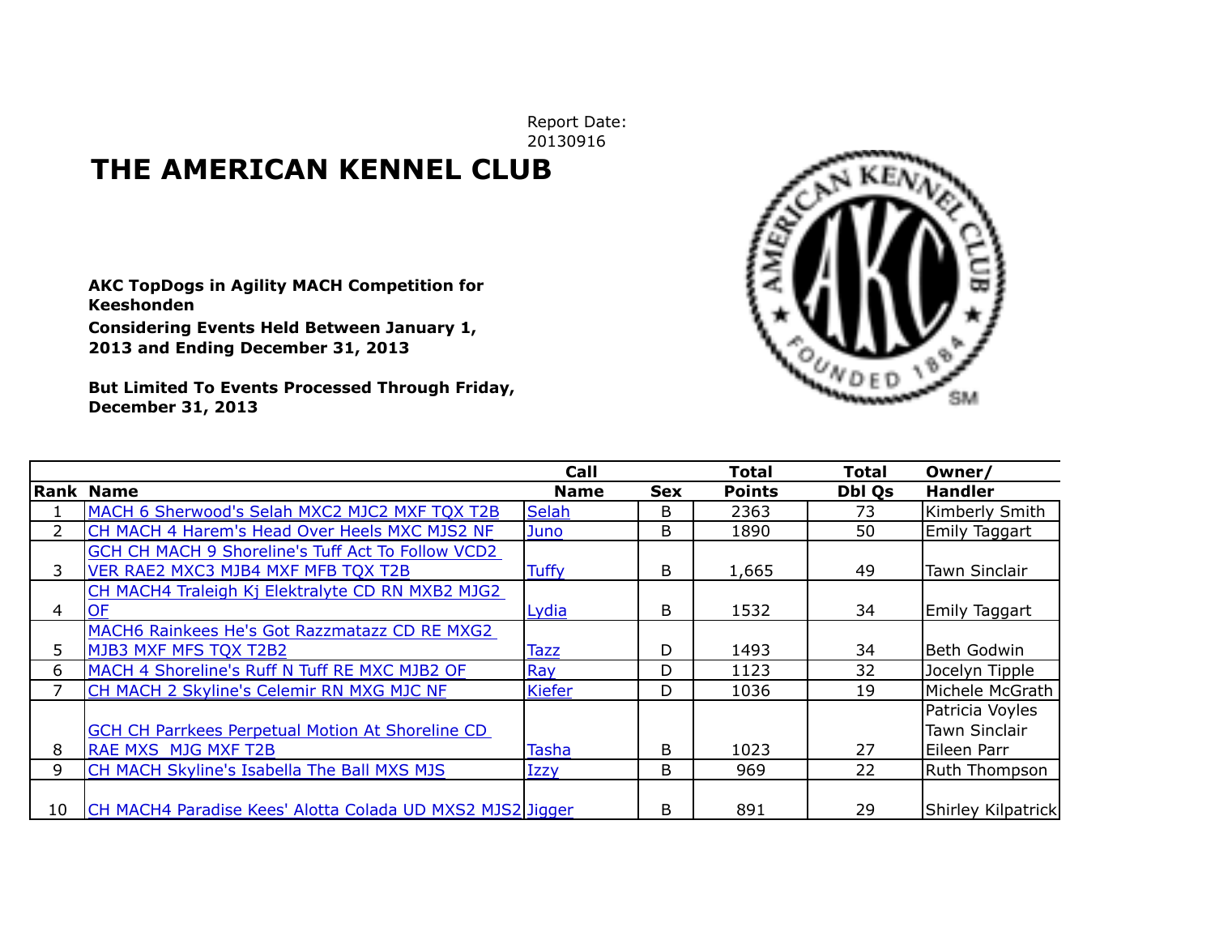Report Date:
20130916

# THE AMERICAN KENNEL CLUB

**AKC TopDogs in Agility MACH Competition for Keeshonden**

**Considering Events Held Between January 1, 2013 and Ending December 31, 2013**

**But Limited To Events Processed Through Friday, December 31, 2013**

| Rank | Name | Call Name | Sex | Total Points | Total Dbl Qs | Owner/ Handler |
|---|---|---|---|---|---|---|
| 1 | MACH 6 Sherwood's Selah MXC2 MJC2 MXF TQX T2B | Selah | B | 2363 | 73 | Kimberly Smith |
| 2 | CH MACH 4 Harem's Head Over Heels MXC MJS2 NF | Juno | B | 1890 | 50 | Emily Taggart |
| 3 | GCH CH MACH 9 Shoreline's Tuff Act To Follow VCD2 VER RAE2 MXC3 MJB4 MXF MFB TQX T2B | Tuffy | B | 1,665 | 49 | Tawn Sinclair |
| 4 | CH MACH4 Traleigh Kj Elektralyte CD RN MXB2 MJG2 OF | Lydia | B | 1532 | 34 | Emily Taggart |
| 5 | MACH6 Rainkees He's Got Razzmatazz CD RE MXG2 MJB3 MXF MFS TQX T2B2 | Tazz | D | 1493 | 34 | Beth Godwin |
| 6 | MACH 4 Shoreline's Ruff N Tuff RE MXC MJB2 OF | Ray | D | 1123 | 32 | Jocelyn Tipple |
| 7 | CH MACH 2 Skyline's Celemir RN MXG MJC NF | Kiefer | D | 1036 | 19 | Michele McGrath |
| 8 | GCH CH Parrkees Perpetual Motion At Shoreline CD RAE MXS MJG MXF T2B | Tasha | B | 1023 | 27 | Patricia Voyles Tawn Sinclair Eileen Parr |
| 9 | CH MACH Skyline's Isabella The Ball MXS MJS | Izzy | B | 969 | 22 | Ruth Thompson |
| 10 | CH MACH4 Paradise Kees' Alotta Colada UD MXS2 MJS2 | Jigger | B | 891 | 29 | Shirley Kilpatrick |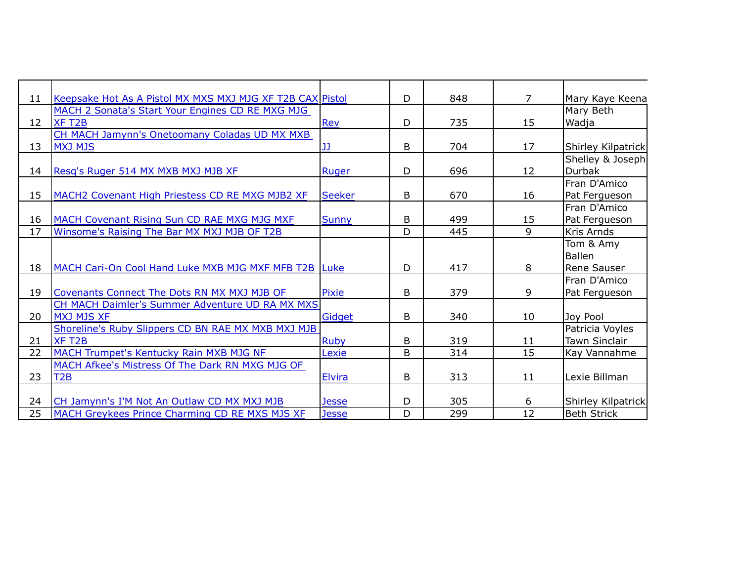| | | | | | | |
|---|---|---|---|---|---|---|
| 11 | Keepsake Hot As A Pistol MX MXS MXJ MJG XF T2B CAX | Pistol | D | 848 | 7 | Mary Kaye Keena |
| 12 | MACH 2 Sonata's Start Your Engines CD RE MXG MJG XF T2B | Rev | D | 735 | 15 | Mary Beth Wadja |
| 13 | CH MACH Jamynn's Onetoomany Coladas UD MX MXB MXJ MJS | JJ | B | 704 | 17 | Shirley Kilpatrick |
| 14 | Resq's Ruger 514 MX MXB MXJ MJB XF | Ruger | D | 696 | 12 | Shelley & Joseph Durbak |
| 15 | MACH2 Covenant High Priestess CD RE MXG MJB2 XF | Seeker | B | 670 | 16 | Fran D'Amico Pat Fergueson |
| 16 | MACH Covenant Rising Sun CD RAE MXG MJG MXF | Sunny | B | 499 | 15 | Fran D'Amico Pat Fergueson |
| 17 | Winsome's Raising The Bar MX MXJ MJB OF T2B | | D | 445 | 9 | Kris Arnds |
| 18 | MACH Cari-On Cool Hand Luke MXB MJG MXF MFB T2B | Luke | D | 417 | 8 | Tom & Amy Ballen Rene Sauser |
| 19 | Covenants Connect The Dots RN MX MXJ MJB OF | Pixie | B | 379 | 9 | Fran D'Amico Pat Fergueson |
| 20 | CH MACH Daimler's Summer Adventure UD RA MX MXS MXJ MJS XF | Gidget | B | 340 | 10 | Joy Pool |
| 21 | Shoreline's Ruby Slippers CD BN RAE MX MXB MXJ MJB XF T2B | Ruby | B | 319 | 11 | Patricia Voyles Tawn Sinclair |
| 22 | MACH Trumpet's Kentucky Rain MXB MJG NF | Lexie | B | 314 | 15 | Kay Vannahme |
| 23 | MACH Afkee's Mistress Of The Dark RN MXG MJG OF T2B | Elvira | B | 313 | 11 | Lexie Billman |
| 24 | CH Jamynn's I'M Not An Outlaw CD MX MXJ MJB | Jesse | D | 305 | 6 | Shirley Kilpatrick |
| 25 | MACH Greykees Prince Charming CD RE MXS MJS XF | Jesse | D | 299 | 12 | Beth Strick |